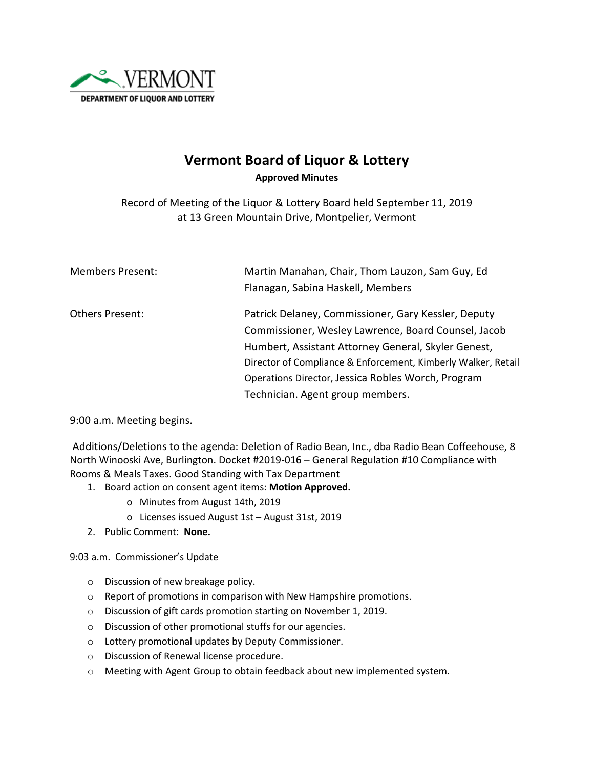VERMONT
DEPARTMENT OF LIQUOR AND LOTTERY

# Vermont Board of Liquor & Lottery

**Approved Minutes**

Record of Meeting of the Liquor & Lottery Board held September 11, 2019 at 13 Green Mountain Drive, Montpelier, Vermont

Members Present: Martin Manahan, Chair, Thom Lauzon, Sam Guy, Ed Flanagan, Sabina Haskell, Members

Others Present: Patrick Delaney, Commissioner, Gary Kessler, Deputy Commissioner, Wesley Lawrence, Board Counsel, Jacob Humbert, Assistant Attorney General, Skyler Genest, Director of Compliance & Enforcement, Kimberly Walker, Retail Operations Director, Jessica Robles Worch, Program Technician. Agent group members.

9:00 a.m. Meeting begins.

Additions/Deletions to the agenda: Deletion of Radio Bean, Inc., dba Radio Bean Coffeehouse, 8 North Winooski Ave, Burlington. Docket #2019-016 – General Regulation #10 Compliance with Rooms & Meals Taxes. Good Standing with Tax Department

1. Board action on consent agent items: **Motion Approved.**
   - Minutes from August 14th, 2019
   - Licenses issued August 1st – August 31st, 2019
2. Public Comment: **None.**

9:03 a.m. Commissioner's Update

- Discussion of new breakage policy.
- Report of promotions in comparison with New Hampshire promotions.
- Discussion of gift cards promotion starting on November 1, 2019.
- Discussion of other promotional stuffs for our agencies.
- Lottery promotional updates by Deputy Commissioner.
- Discussion of Renewal license procedure.
- Meeting with Agent Group to obtain feedback about new implemented system.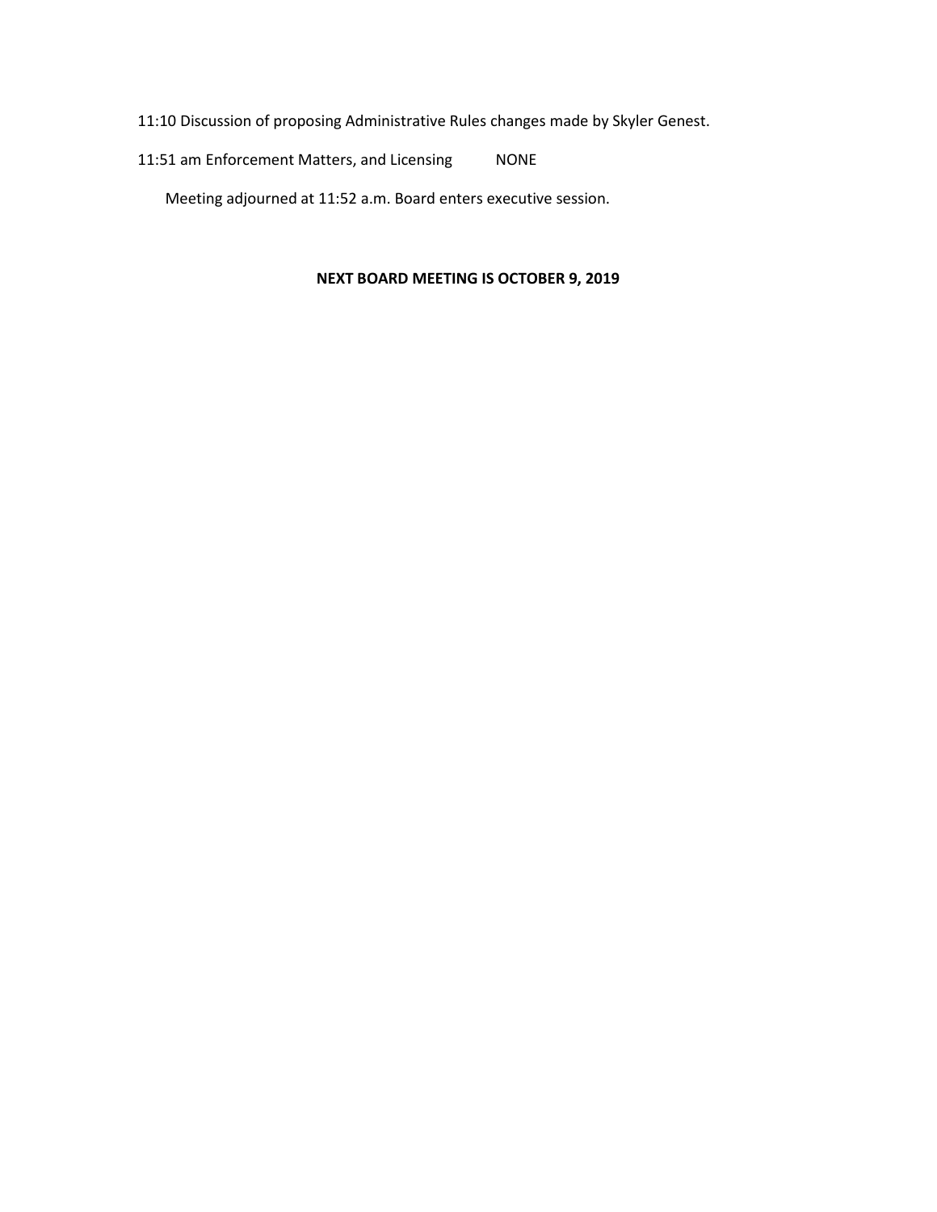11:10 Discussion of proposing Administrative Rules changes made by Skyler Genest.

11:51 am Enforcement Matters, and Licensing NONE

Meeting adjourned at 11:52 a.m. Board enters executive session.

**NEXT BOARD MEETING IS OCTOBER 9, 2019**